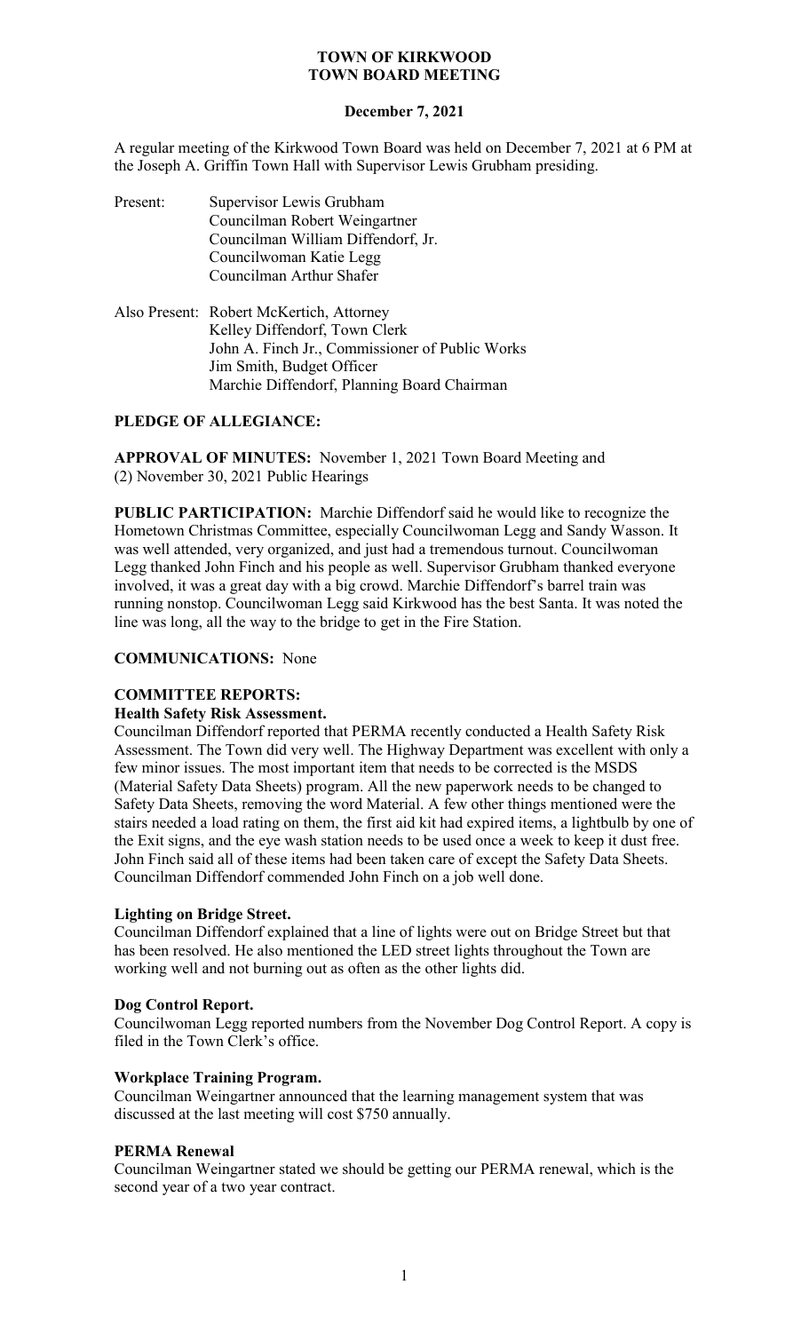# TOWN OF KIRKWOOD
# TOWN BOARD MEETING

## December 7, 2021

A regular meeting of the Kirkwood Town Board was held on December 7, 2021 at 6 PM at the Joseph A. Griffin Town Hall with Supervisor Lewis Grubham presiding.

Present: Supervisor Lewis Grubham
Councilman Robert Weingartner
Councilman William Diffendorf, Jr.
Councilwoman Katie Legg
Councilman Arthur Shafer

Also Present: Robert McKertich, Attorney
Kelley Diffendorf, Town Clerk
John A. Finch Jr., Commissioner of Public Works
Jim Smith, Budget Officer
Marchie Diffendorf, Planning Board Chairman

**PLEDGE OF ALLEGIANCE:**

**APPROVAL OF MINUTES:** November 1, 2021 Town Board Meeting and (2) November 30, 2021 Public Hearings

**PUBLIC PARTICIPATION:** Marchie Diffendorf said he would like to recognize the Hometown Christmas Committee, especially Councilwoman Legg and Sandy Wasson. It was well attended, very organized, and just had a tremendous turnout. Councilwoman Legg thanked John Finch and his people as well. Supervisor Grubham thanked everyone involved, it was a great day with a big crowd. Marchie Diffendorf's barrel train was running nonstop. Councilwoman Legg said Kirkwood has the best Santa. It was noted the line was long, all the way to the bridge to get in the Fire Station.

**COMMUNICATIONS:** None

**COMMITTEE REPORTS:**

**Health Safety Risk Assessment.**
Councilman Diffendorf reported that PERMA recently conducted a Health Safety Risk Assessment. The Town did very well. The Highway Department was excellent with only a few minor issues. The most important item that needs to be corrected is the MSDS (Material Safety Data Sheets) program. All the new paperwork needs to be changed to Safety Data Sheets, removing the word Material. A few other things mentioned were the stairs needed a load rating on them, the first aid kit had expired items, a lightbulb by one of the Exit signs, and the eye wash station needs to be used once a week to keep it dust free. John Finch said all of these items had been taken care of except the Safety Data Sheets. Councilman Diffendorf commended John Finch on a job well done.

**Lighting on Bridge Street.**
Councilman Diffendorf explained that a line of lights were out on Bridge Street but that has been resolved. He also mentioned the LED street lights throughout the Town are working well and not burning out as often as the other lights did.

**Dog Control Report.**
Councilwoman Legg reported numbers from the November Dog Control Report. A copy is filed in the Town Clerk's office.

**Workplace Training Program.**
Councilman Weingartner announced that the learning management system that was discussed at the last meeting will cost $750 annually.

**PERMA Renewal**
Councilman Weingartner stated we should be getting our PERMA renewal, which is the second year of a two year contract.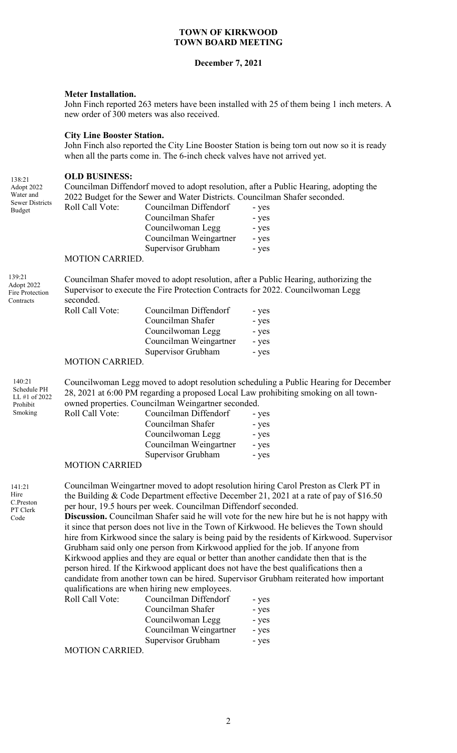**TOWN OF KIRKWOOD**
**TOWN BOARD MEETING**

**December 7, 2021**

**Meter Installation.**
John Finch reported 263 meters have been installed with 25 of them being 1 inch meters. A new order of 300 meters was also received.

**City Line Booster Station.**
John Finch also reported the City Line Booster Station is being torn out now so it is ready when all the parts come in. The 6-inch check valves have not arrived yet.

**OLD BUSINESS:**

138:21 Adopt 2022 Water and Sewer Districts Budget

Councilman Diffendorf moved to adopt resolution, after a Public Hearing, adopting the 2022 Budget for the Sewer and Water Districts. Councilman Shafer seconded.

| Roll Call Vote: | Councilman Diffendorf | - yes |
|---|---|---|
| | Councilman Shafer | - yes |
| | Councilwoman Legg | - yes |
| | Councilman Weingartner | - yes |
| | Supervisor Grubham | - yes |

MOTION CARRIED.

139:21 Adopt 2022 Fire Protection Contracts

Councilman Shafer moved to adopt resolution, after a Public Hearing, authorizing the Supervisor to execute the Fire Protection Contracts for 2022. Councilwoman Legg seconded.

| Roll Call Vote: | Councilman Diffendorf | - yes |
|---|---|---|
| | Councilman Shafer | - yes |
| | Councilwoman Legg | - yes |
| | Councilman Weingartner | - yes |
| | Supervisor Grubham | - yes |

MOTION CARRIED.

140:21 Schedule PH LL #1 of 2022 Prohibit Smoking

Councilwoman Legg moved to adopt resolution scheduling a Public Hearing for December 28, 2021 at 6:00 PM regarding a proposed Local Law prohibiting smoking on all town-owned properties. Councilman Weingartner seconded.

| Roll Call Vote: | Councilman Diffendorf | - yes |
|---|---|---|
| | Councilman Shafer | - yes |
| | Councilwoman Legg | - yes |
| | Councilman Weingartner | - yes |
| | Supervisor Grubham | - yes |

MOTION CARRIED

141:21 Hire C.Preston PT Clerk Code

Councilman Weingartner moved to adopt resolution hiring Carol Preston as Clerk PT in the Building & Code Department effective December 21, 2021 at a rate of pay of $16.50 per hour, 19.5 hours per week. Councilman Diffendorf seconded.
**Discussion.** Councilman Shafer said he will vote for the new hire but he is not happy with it since that person does not live in the Town of Kirkwood. He believes the Town should hire from Kirkwood since the salary is being paid by the residents of Kirkwood. Supervisor Grubham said only one person from Kirkwood applied for the job. If anyone from Kirkwood applies and they are equal or better than another candidate then that is the person hired. If the Kirkwood applicant does not have the best qualifications then a candidate from another town can be hired. Supervisor Grubham reiterated how important qualifications are when hiring new employees.

| Roll Call Vote: | Councilman Diffendorf | - yes |
|---|---|---|
| | Councilman Shafer | - yes |
| | Councilwoman Legg | - yes |
| | Councilman Weingartner | - yes |
| | Supervisor Grubham | - yes |

MOTION CARRIED.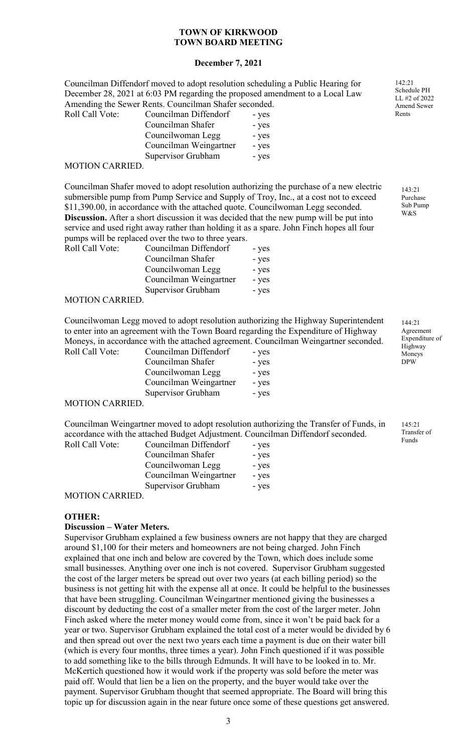**TOWN OF KIRKWOOD**
**TOWN BOARD MEETING**

**December 7, 2021**

Councilman Diffendorf moved to adopt resolution scheduling a Public Hearing for December 28, 2021 at 6:03 PM regarding the proposed amendment to a Local Law Amending the Sewer Rents. Councilman Shafer seconded.

142:21 Schedule PH LL #2 of 2022 Amend Sewer Rents

| Roll Call Vote: | | |
|---|---|---|
| | Councilman Diffendorf | - yes |
| | Councilman Shafer | - yes |
| | Councilwoman Legg | - yes |
| | Councilman Weingartner | - yes |
| | Supervisor Grubham | - yes |

MOTION CARRIED.

Councilman Shafer moved to adopt resolution authorizing the purchase of a new electric submersible pump from Pump Service and Supply of Troy, Inc., at a cost not to exceed $11,390.00, in accordance with the attached quote. Councilwoman Legg seconded. **Discussion.** After a short discussion it was decided that the new pump will be put into service and used right away rather than holding it as a spare. John Finch hopes all four pumps will be replaced over the two to three years.

143:21 Purchase Sub Pump W&S

| Roll Call Vote: | | |
|---|---|---|
| | Councilman Diffendorf | - yes |
| | Councilman Shafer | - yes |
| | Councilwoman Legg | - yes |
| | Councilman Weingartner | - yes |
| | Supervisor Grubham | - yes |

MOTION CARRIED.

Councilwoman Legg moved to adopt resolution authorizing the Highway Superintendent to enter into an agreement with the Town Board regarding the Expenditure of Highway Moneys, in accordance with the attached agreement. Councilman Weingartner seconded.

144:21 Agreement Expenditure of Highway Moneys DPW

| Roll Call Vote: | | |
|---|---|---|
| | Councilman Diffendorf | - yes |
| | Councilman Shafer | - yes |
| | Councilwoman Legg | - yes |
| | Councilman Weingartner | - yes |
| | Supervisor Grubham | - yes |

MOTION CARRIED.

Councilman Weingartner moved to adopt resolution authorizing the Transfer of Funds, in accordance with the attached Budget Adjustment. Councilman Diffendorf seconded.

145:21 Transfer of Funds

| Roll Call Vote: | | |
|---|---|---|
| | Councilman Diffendorf | - yes |
| | Councilman Shafer | - yes |
| | Councilwoman Legg | - yes |
| | Councilman Weingartner | - yes |
| | Supervisor Grubham | - yes |

MOTION CARRIED.

**OTHER:**

**Discussion – Water Meters.**

Supervisor Grubham explained a few business owners are not happy that they are charged around $1,100 for their meters and homeowners are not being charged. John Finch explained that one inch and below are covered by the Town, which does include some small businesses. Anything over one inch is not covered. Supervisor Grubham suggested the cost of the larger meters be spread out over two years (at each billing period) so the business is not getting hit with the expense all at once. It could be helpful to the businesses that have been struggling. Councilman Weingartner mentioned giving the businesses a discount by deducting the cost of a smaller meter from the cost of the larger meter. John Finch asked where the meter money would come from, since it won't be paid back for a year or two. Supervisor Grubham explained the total cost of a meter would be divided by 6 and then spread out over the next two years each time a payment is due on their water bill (which is every four months, three times a year). John Finch questioned if it was possible to add something like to the bills through Edmunds. It will have to be looked in to. Mr. McKertich questioned how it would work if the property was sold before the meter was paid off. Would that lien be a lien on the property, and the buyer would take over the payment. Supervisor Grubham thought that seemed appropriate. The Board will bring this topic up for discussion again in the near future once some of these questions get answered.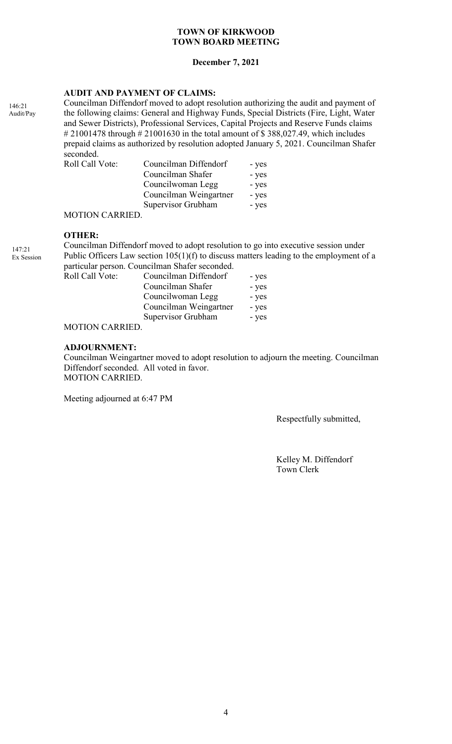**TOWN OF KIRKWOOD**
**TOWN BOARD MEETING**

**December 7, 2021**

**AUDIT AND PAYMENT OF CLAIMS:**

146:21
Audit/Pay

Councilman Diffendorf moved to adopt resolution authorizing the audit and payment of the following claims: General and Highway Funds, Special Districts (Fire, Light, Water and Sewer Districts), Professional Services, Capital Projects and Reserve Funds claims # 21001478 through # 21001630 in the total amount of $ 388,027.49, which includes prepaid claims as authorized by resolution adopted January 5, 2021. Councilman Shafer seconded.

| | | |
|---|---|---|
| Roll Call Vote: | Councilman Diffendorf | - yes |
| | Councilman Shafer | - yes |
| | Councilwoman Legg | - yes |
| | Councilman Weingartner | - yes |
| | Supervisor Grubham | - yes |

MOTION CARRIED.

**OTHER:**

147:21
Ex Session

Councilman Diffendorf moved to adopt resolution to go into executive session under Public Officers Law section 105(1)(f) to discuss matters leading to the employment of a particular person. Councilman Shafer seconded.

| | | |
|---|---|---|
| Roll Call Vote: | Councilman Diffendorf | - yes |
| | Councilman Shafer | - yes |
| | Councilwoman Legg | - yes |
| | Councilman Weingartner | - yes |
| | Supervisor Grubham | - yes |

MOTION CARRIED.

**ADJOURNMENT:**

Councilman Weingartner moved to adopt resolution to adjourn the meeting. Councilman Diffendorf seconded. All voted in favor.
MOTION CARRIED.

Meeting adjourned at 6:47 PM

Respectfully submitted,

Kelley M. Diffendorf
Town Clerk